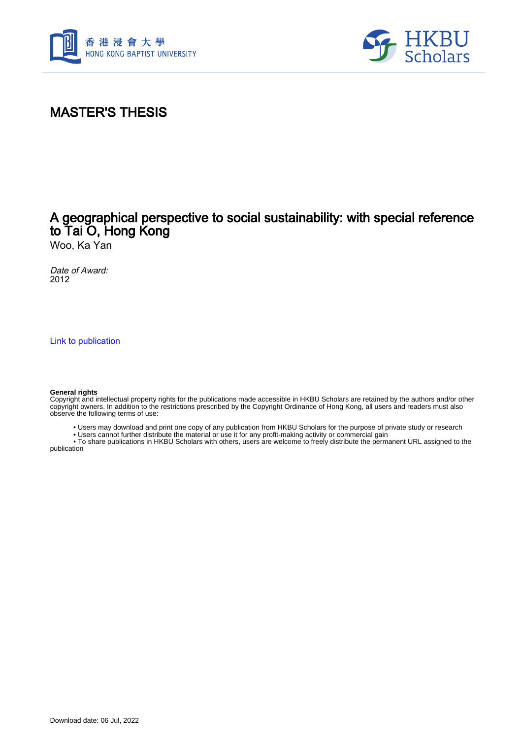# MASTER'S THESIS

## A geographical perspective to social sustainability: with special reference to Tai O, Hong Kong

Woo, Ka Yan

*Date of Award:*
2012

[Link to publication]

**General rights**
Copyright and intellectual property rights for the publications made accessible in HKBU Scholars are retained by the authors and/or other copyright owners. In addition to the restrictions prescribed by the Copyright Ordinance of Hong Kong, all users and readers must also observe the following terms of use:

- Users may download and print one copy of any publication from HKBU Scholars for the purpose of private study or research
- Users cannot further distribute the material or use it for any profit-making activity or commercial gain
- To share publications in HKBU Scholars with others, users are welcome to freely distribute the permanent URL assigned to the publication

Download date: 06 Jul, 2022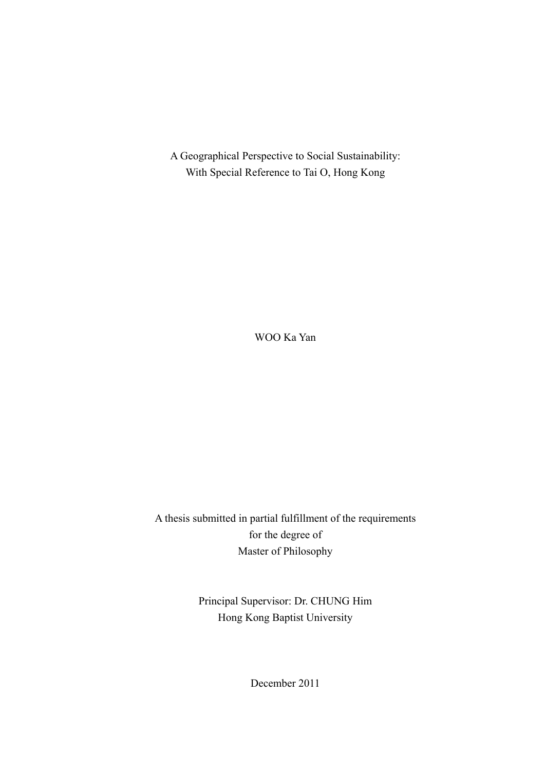A Geographical Perspective to Social Sustainability:
With Special Reference to Tai O, Hong Kong

WOO Ka Yan

A thesis submitted in partial fulfillment of the requirements
for the degree of
Master of Philosophy

Principal Supervisor: Dr. CHUNG Him
Hong Kong Baptist University

December 2011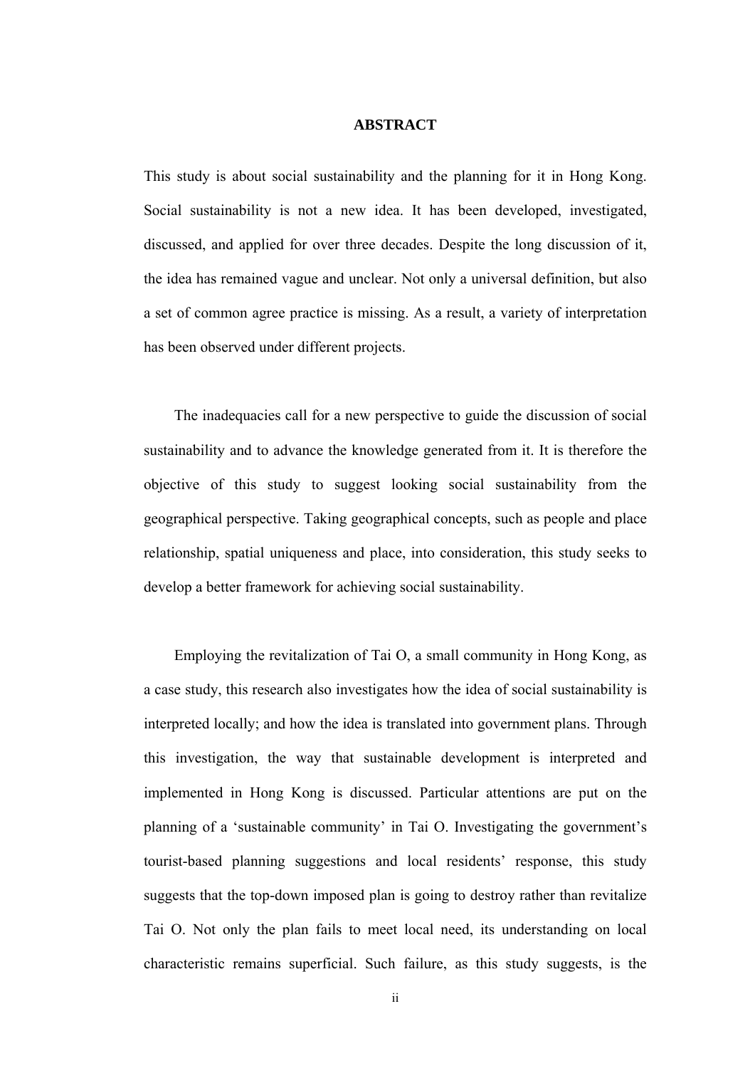# ABSTRACT

This study is about social sustainability and the planning for it in Hong Kong. Social sustainability is not a new idea. It has been developed, investigated, discussed, and applied for over three decades. Despite the long discussion of it, the idea has remained vague and unclear. Not only a universal definition, but also a set of common agree practice is missing. As a result, a variety of interpretation has been observed under different projects.

The inadequacies call for a new perspective to guide the discussion of social sustainability and to advance the knowledge generated from it. It is therefore the objective of this study to suggest looking social sustainability from the geographical perspective. Taking geographical concepts, such as people and place relationship, spatial uniqueness and place, into consideration, this study seeks to develop a better framework for achieving social sustainability.

Employing the revitalization of Tai O, a small community in Hong Kong, as a case study, this research also investigates how the idea of social sustainability is interpreted locally; and how the idea is translated into government plans. Through this investigation, the way that sustainable development is interpreted and implemented in Hong Kong is discussed. Particular attentions are put on the planning of a 'sustainable community' in Tai O. Investigating the government's tourist-based planning suggestions and local residents' response, this study suggests that the top-down imposed plan is going to destroy rather than revitalize Tai O. Not only the plan fails to meet local need, its understanding on local characteristic remains superficial. Such failure, as this study suggests, is the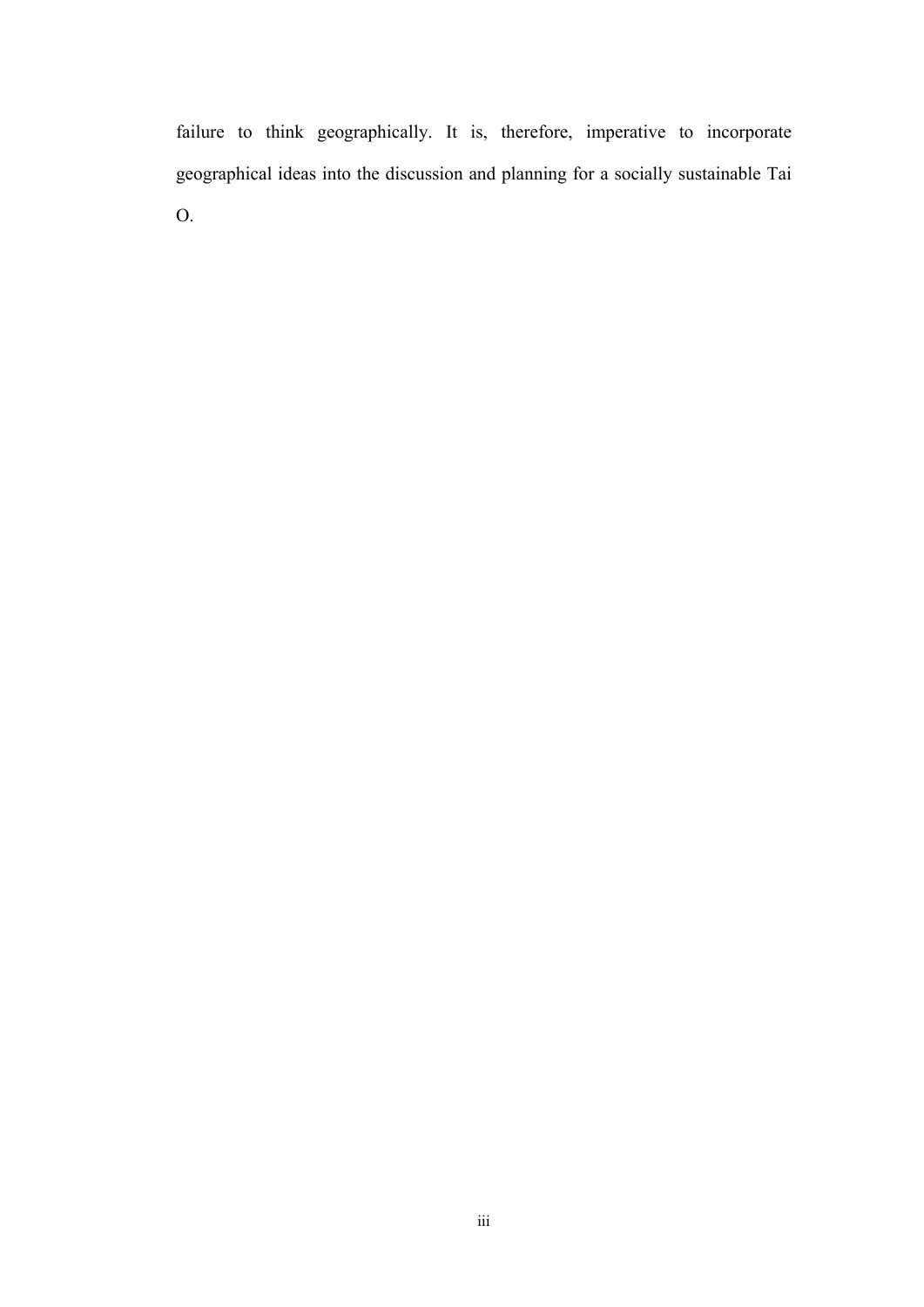failure to think geographically. It is, therefore, imperative to incorporate geographical ideas into the discussion and planning for a socially sustainable Tai O.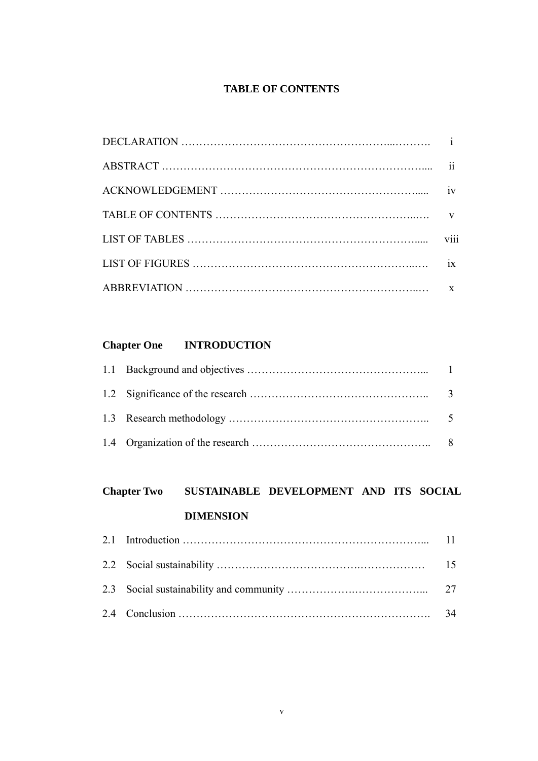# TABLE OF CONTENTS

| | |
|---|---|
| DECLARATION | i |
| ABSTRACT | ii |
| ACKNOWLEDGEMENT | iv |
| TABLE OF CONTENTS | v |
| LIST OF TABLES | viii |
| LIST OF FIGURES | ix |
| ABBREVIATION | x |

**Chapter One INTRODUCTION**

| | | |
|---|---|---|
| 1.1 | Background and objectives | 1 |
| 1.2 | Significance of the research | 3 |
| 1.3 | Research methodology | 5 |
| 1.4 | Organization of the research | 8 |

**Chapter Two SUSTAINABLE DEVELOPMENT AND ITS SOCIAL DIMENSION**

| | | |
|---|---|---|
| 2.1 | Introduction | 11 |
| 2.2 | Social sustainability | 15 |
| 2.3 | Social sustainability and community | 27 |
| 2.4 | Conclusion | 34 |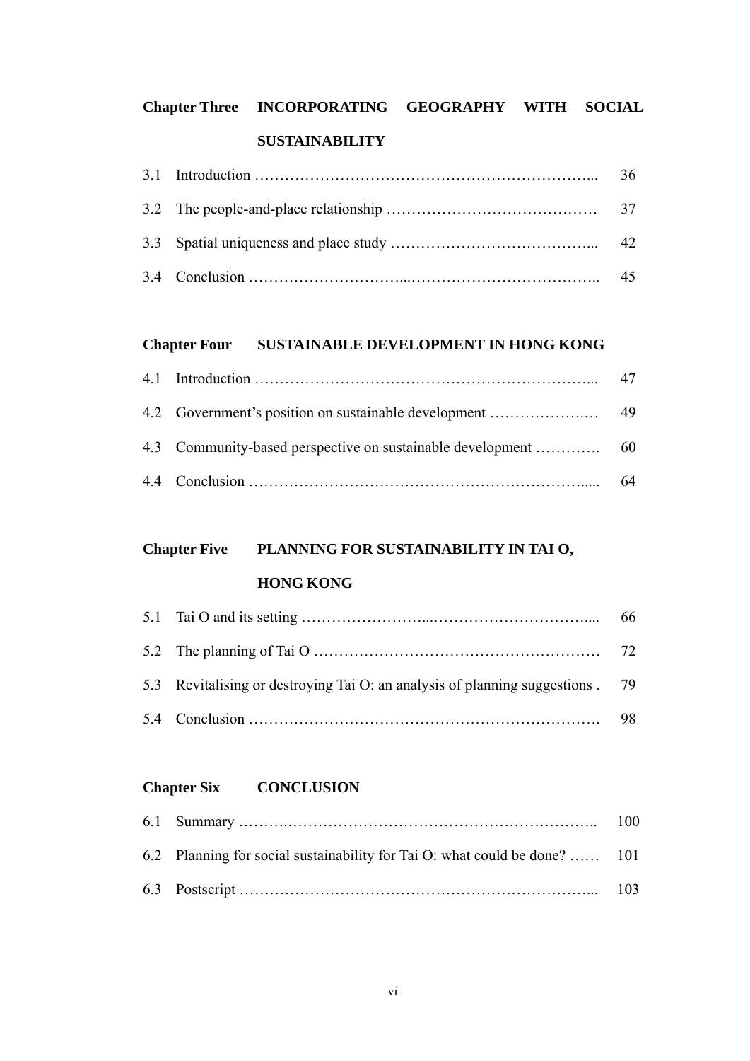**Chapter Three INCORPORATING GEOGRAPHY WITH SOCIAL SUSTAINABILITY**

3.1 Introduction ………………………………………………………………... 36

3.2 The people-and-place relationship …………………………………… 37

3.3 Spatial uniqueness and place study …………………………………... 42

3.4 Conclusion ………………………...……………………………….. 45

**Chapter Four SUSTAINABLE DEVELOPMENT IN HONG KONG**

4.1 Introduction ………………………………………………………….... 47

4.2 Government's position on sustainable development ………………..… 49

4.3 Community-based perspective on sustainable development …………. 60

4.4 Conclusion …………………………………………………………..... 64

**Chapter Five PLANNING FOR SUSTAINABILITY IN TAI O, HONG KONG**

5.1 Tai O and its setting ……………………...…………………………..... 66

5.2 The planning of Tai O ………………………………………………… 72

5.3 Revitalising or destroying Tai O: an analysis of planning suggestions . 79

5.4 Conclusion ……………………………………………………………. 98

**Chapter Six CONCLUSION**

6.1 Summary ……….…………………………………………………….. 100

6.2 Planning for social sustainability for Tai O: what could be done? …… 101

6.3 Postscript …………………………………………………………….... 103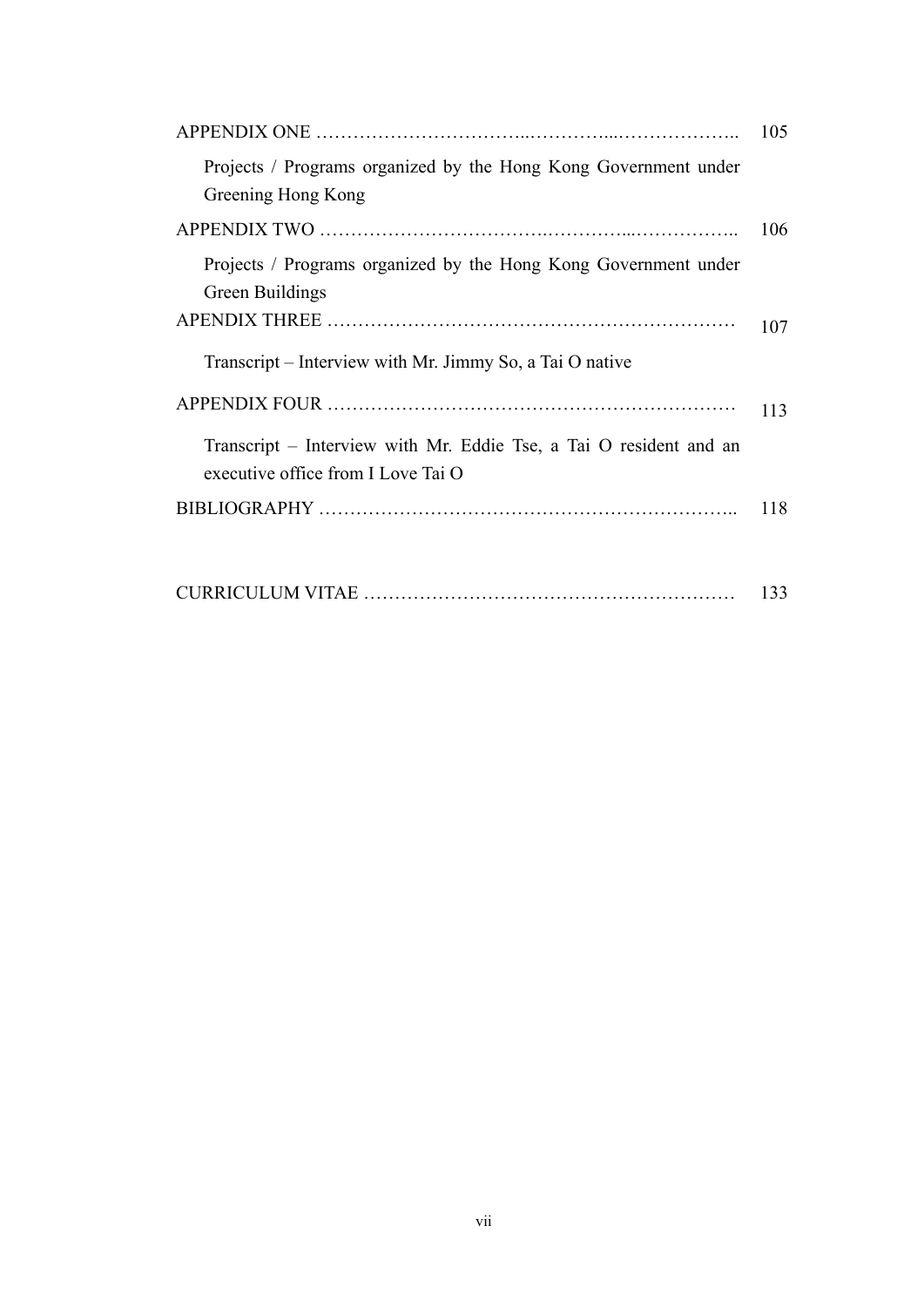APPENDIX ONE …………………………...…………....……………….. 105

Projects / Programs organized by the Hong Kong Government under Greening Hong Kong

APPENDIX TWO …………………………….………...…………….. 106

Projects / Programs organized by the Hong Kong Government under Green Buildings

APENDIX THREE ………………………………………………………… 107

Transcript – Interview with Mr. Jimmy So, a Tai O native

APPENDIX FOUR ………………………………………………………… 113

Transcript – Interview with Mr. Eddie Tse, a Tai O resident and an executive office from I Love Tai O

BIBLIOGRAPHY ………………………………………………………….. 118

CURRICULUM VITAE …………………………………………………… 133